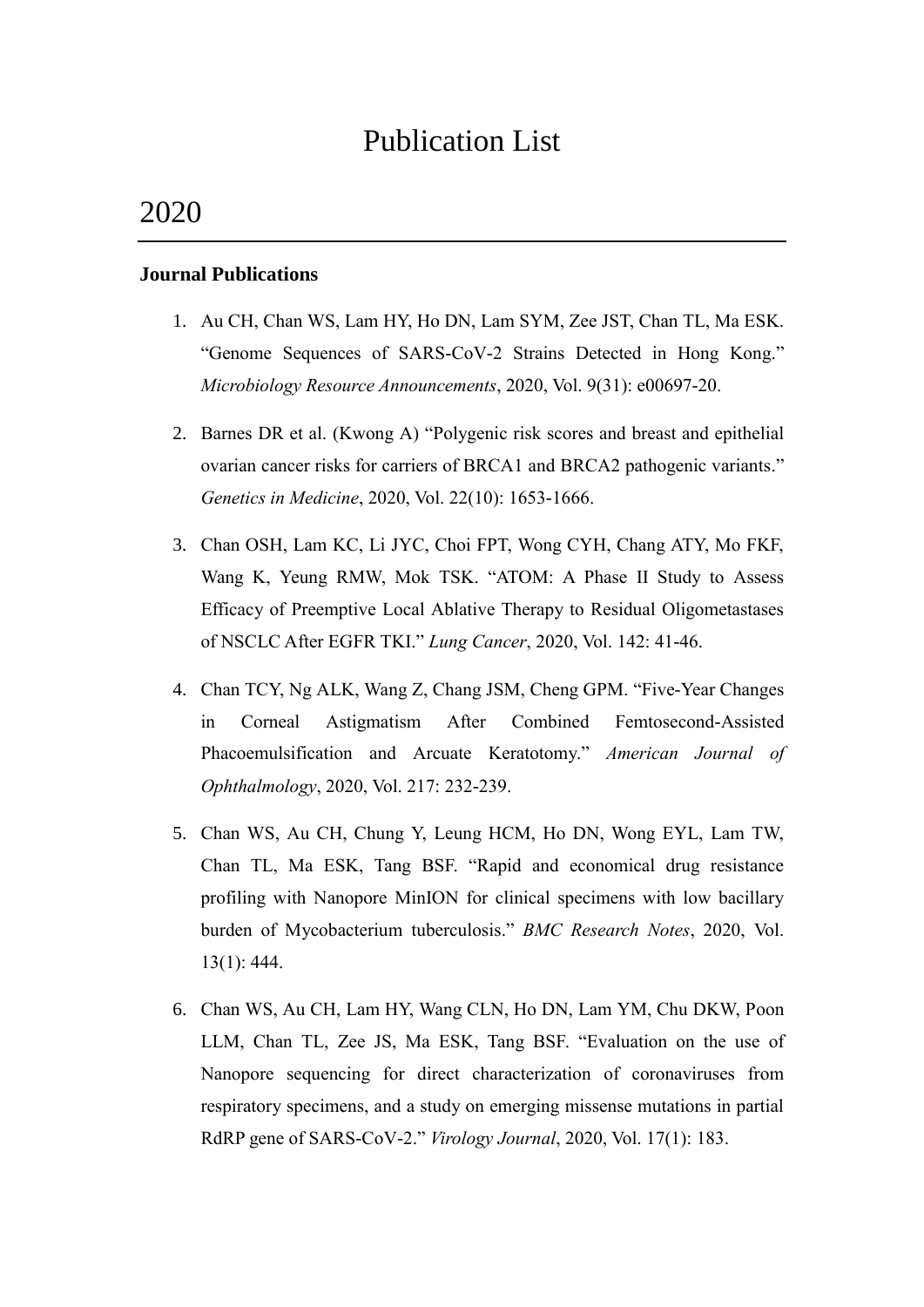# Publication List

## 2020

**Journal Publications**

1. Au CH, Chan WS, Lam HY, Ho DN, Lam SYM, Zee JST, Chan TL, Ma ESK. "Genome Sequences of SARS-CoV-2 Strains Detected in Hong Kong." *Microbiology Resource Announcements*, 2020, Vol. 9(31): e00697-20.

2. Barnes DR et al. (Kwong A) "Polygenic risk scores and breast and epithelial ovarian cancer risks for carriers of BRCA1 and BRCA2 pathogenic variants." *Genetics in Medicine*, 2020, Vol. 22(10): 1653-1666.

3. Chan OSH, Lam KC, Li JYC, Choi FPT, Wong CYH, Chang ATY, Mo FKF, Wang K, Yeung RMW, Mok TSK. "ATOM: A Phase II Study to Assess Efficacy of Preemptive Local Ablative Therapy to Residual Oligometastases of NSCLC After EGFR TKI." *Lung Cancer*, 2020, Vol. 142: 41-46.

4. Chan TCY, Ng ALK, Wang Z, Chang JSM, Cheng GPM. "Five-Year Changes in Corneal Astigmatism After Combined Femtosecond-Assisted Phacoemulsification and Arcuate Keratotomy." *American Journal of Ophthalmology*, 2020, Vol. 217: 232-239.

5. Chan WS, Au CH, Chung Y, Leung HCM, Ho DN, Wong EYL, Lam TW, Chan TL, Ma ESK, Tang BSF. "Rapid and economical drug resistance profiling with Nanopore MinION for clinical specimens with low bacillary burden of Mycobacterium tuberculosis." *BMC Research Notes*, 2020, Vol. 13(1): 444.

6. Chan WS, Au CH, Lam HY, Wang CLN, Ho DN, Lam YM, Chu DKW, Poon LLM, Chan TL, Zee JS, Ma ESK, Tang BSF. "Evaluation on the use of Nanopore sequencing for direct characterization of coronaviruses from respiratory specimens, and a study on emerging missense mutations in partial RdRP gene of SARS-CoV-2." *Virology Journal*, 2020, Vol. 17(1): 183.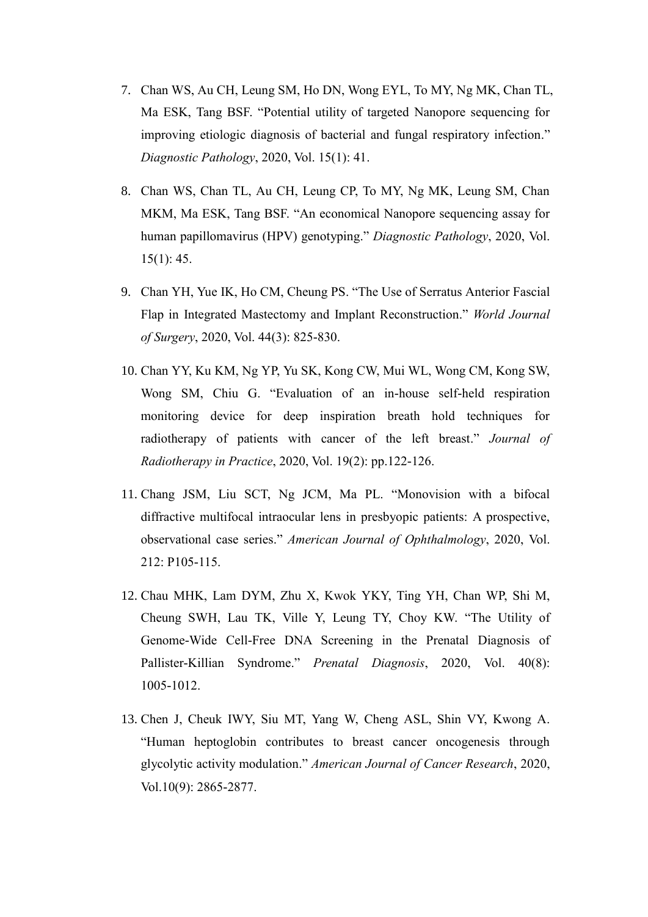7. Chan WS, Au CH, Leung SM, Ho DN, Wong EYL, To MY, Ng MK, Chan TL, Ma ESK, Tang BSF. "Potential utility of targeted Nanopore sequencing for improving etiologic diagnosis of bacterial and fungal respiratory infection." *Diagnostic Pathology*, 2020, Vol. 15(1): 41.

8. Chan WS, Chan TL, Au CH, Leung CP, To MY, Ng MK, Leung SM, Chan MKM, Ma ESK, Tang BSF. "An economical Nanopore sequencing assay for human papillomavirus (HPV) genotyping." *Diagnostic Pathology*, 2020, Vol. 15(1): 45.

9. Chan YH, Yue IK, Ho CM, Cheung PS. "The Use of Serratus Anterior Fascial Flap in Integrated Mastectomy and Implant Reconstruction." *World Journal of Surgery*, 2020, Vol. 44(3): 825-830.

10. Chan YY, Ku KM, Ng YP, Yu SK, Kong CW, Mui WL, Wong CM, Kong SW, Wong SM, Chiu G. "Evaluation of an in-house self-held respiration monitoring device for deep inspiration breath hold techniques for radiotherapy of patients with cancer of the left breast." *Journal of Radiotherapy in Practice*, 2020, Vol. 19(2): pp.122-126.

11. Chang JSM, Liu SCT, Ng JCM, Ma PL. "Monovision with a bifocal diffractive multifocal intraocular lens in presbyopic patients: A prospective, observational case series." *American Journal of Ophthalmology*, 2020, Vol. 212: P105-115.

12. Chau MHK, Lam DYM, Zhu X, Kwok YKY, Ting YH, Chan WP, Shi M, Cheung SWH, Lau TK, Ville Y, Leung TY, Choy KW. "The Utility of Genome-Wide Cell-Free DNA Screening in the Prenatal Diagnosis of Pallister-Killian Syndrome." *Prenatal Diagnosis*, 2020, Vol. 40(8): 1005-1012.

13. Chen J, Cheuk IWY, Siu MT, Yang W, Cheng ASL, Shin VY, Kwong A. "Human heptoglobin contributes to breast cancer oncogenesis through glycolytic activity modulation." *American Journal of Cancer Research*, 2020, Vol.10(9): 2865-2877.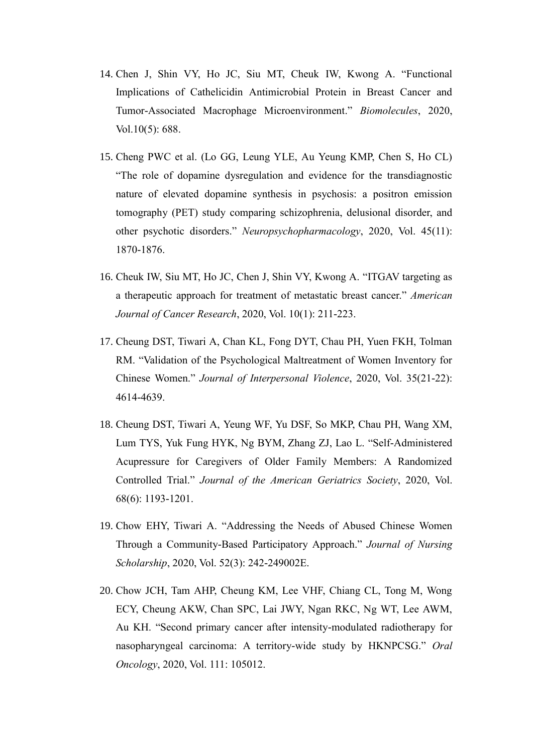14. Chen J, Shin VY, Ho JC, Siu MT, Cheuk IW, Kwong A. "Functional Implications of Cathelicidin Antimicrobial Protein in Breast Cancer and Tumor-Associated Macrophage Microenvironment." *Biomolecules*, 2020, Vol.10(5): 688.

15. Cheng PWC et al. (Lo GG, Leung YLE, Au Yeung KMP, Chen S, Ho CL) "The role of dopamine dysregulation and evidence for the transdiagnostic nature of elevated dopamine synthesis in psychosis: a positron emission tomography (PET) study comparing schizophrenia, delusional disorder, and other psychotic disorders." *Neuropsychopharmacology*, 2020, Vol. 45(11): 1870-1876.

16. Cheuk IW, Siu MT, Ho JC, Chen J, Shin VY, Kwong A. "ITGAV targeting as a therapeutic approach for treatment of metastatic breast cancer." *American Journal of Cancer Research*, 2020, Vol. 10(1): 211-223.

17. Cheung DST, Tiwari A, Chan KL, Fong DYT, Chau PH, Yuen FKH, Tolman RM. "Validation of the Psychological Maltreatment of Women Inventory for Chinese Women." *Journal of Interpersonal Violence*, 2020, Vol. 35(21-22): 4614-4639.

18. Cheung DST, Tiwari A, Yeung WF, Yu DSF, So MKP, Chau PH, Wang XM, Lum TYS, Yuk Fung HYK, Ng BYM, Zhang ZJ, Lao L. "Self-Administered Acupressure for Caregivers of Older Family Members: A Randomized Controlled Trial." *Journal of the American Geriatrics Society*, 2020, Vol. 68(6): 1193-1201.

19. Chow EHY, Tiwari A. "Addressing the Needs of Abused Chinese Women Through a Community-Based Participatory Approach." *Journal of Nursing Scholarship*, 2020, Vol. 52(3): 242-249002E.

20. Chow JCH, Tam AHP, Cheung KM, Lee VHF, Chiang CL, Tong M, Wong ECY, Cheung AKW, Chan SPC, Lai JWY, Ngan RKC, Ng WT, Lee AWM, Au KH. "Second primary cancer after intensity-modulated radiotherapy for nasopharyngeal carcinoma: A territory-wide study by HKNPCSG." *Oral Oncology*, 2020, Vol. 111: 105012.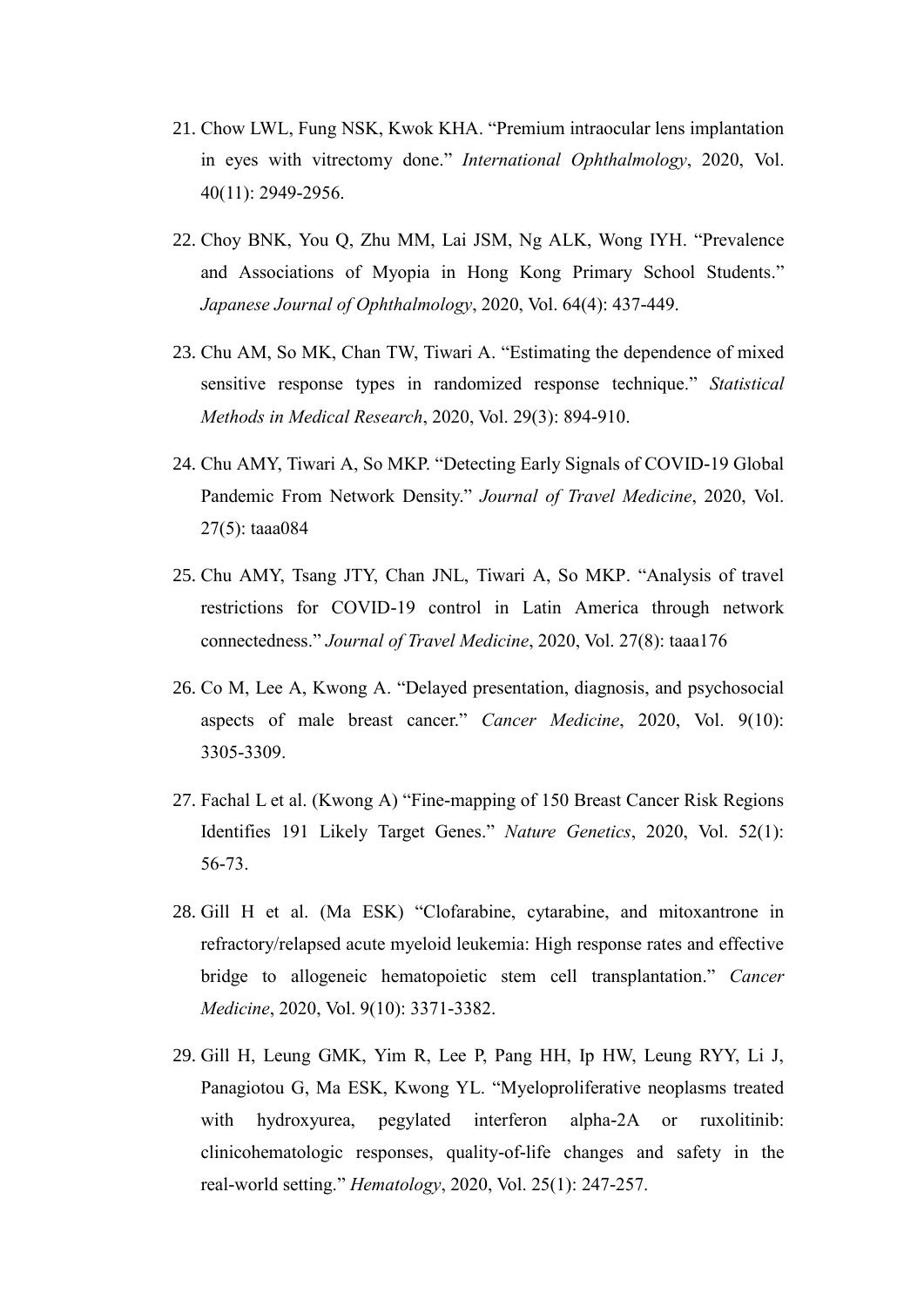21. Chow LWL, Fung NSK, Kwok KHA. "Premium intraocular lens implantation in eyes with vitrectomy done." *International Ophthalmology*, 2020, Vol. 40(11): 2949-2956.

22. Choy BNK, You Q, Zhu MM, Lai JSM, Ng ALK, Wong IYH. "Prevalence and Associations of Myopia in Hong Kong Primary School Students." *Japanese Journal of Ophthalmology*, 2020, Vol. 64(4): 437-449.

23. Chu AM, So MK, Chan TW, Tiwari A. "Estimating the dependence of mixed sensitive response types in randomized response technique." *Statistical Methods in Medical Research*, 2020, Vol. 29(3): 894-910.

24. Chu AMY, Tiwari A, So MKP. "Detecting Early Signals of COVID-19 Global Pandemic From Network Density." *Journal of Travel Medicine*, 2020, Vol. 27(5): taaa084

25. Chu AMY, Tsang JTY, Chan JNL, Tiwari A, So MKP. "Analysis of travel restrictions for COVID-19 control in Latin America through network connectedness." *Journal of Travel Medicine*, 2020, Vol. 27(8): taaa176

26. Co M, Lee A, Kwong A. "Delayed presentation, diagnosis, and psychosocial aspects of male breast cancer." *Cancer Medicine*, 2020, Vol. 9(10): 3305-3309.

27. Fachal L et al. (Kwong A) "Fine-mapping of 150 Breast Cancer Risk Regions Identifies 191 Likely Target Genes." *Nature Genetics*, 2020, Vol. 52(1): 56-73.

28. Gill H et al. (Ma ESK) "Clofarabine, cytarabine, and mitoxantrone in refractory/relapsed acute myeloid leukemia: High response rates and effective bridge to allogeneic hematopoietic stem cell transplantation." *Cancer Medicine*, 2020, Vol. 9(10): 3371-3382.

29. Gill H, Leung GMK, Yim R, Lee P, Pang HH, Ip HW, Leung RYY, Li J, Panagiotou G, Ma ESK, Kwong YL. "Myeloproliferative neoplasms treated with hydroxyurea, pegylated interferon alpha-2A or ruxolitinib: clinicohematologic responses, quality-of-life changes and safety in the real-world setting." *Hematology*, 2020, Vol. 25(1): 247-257.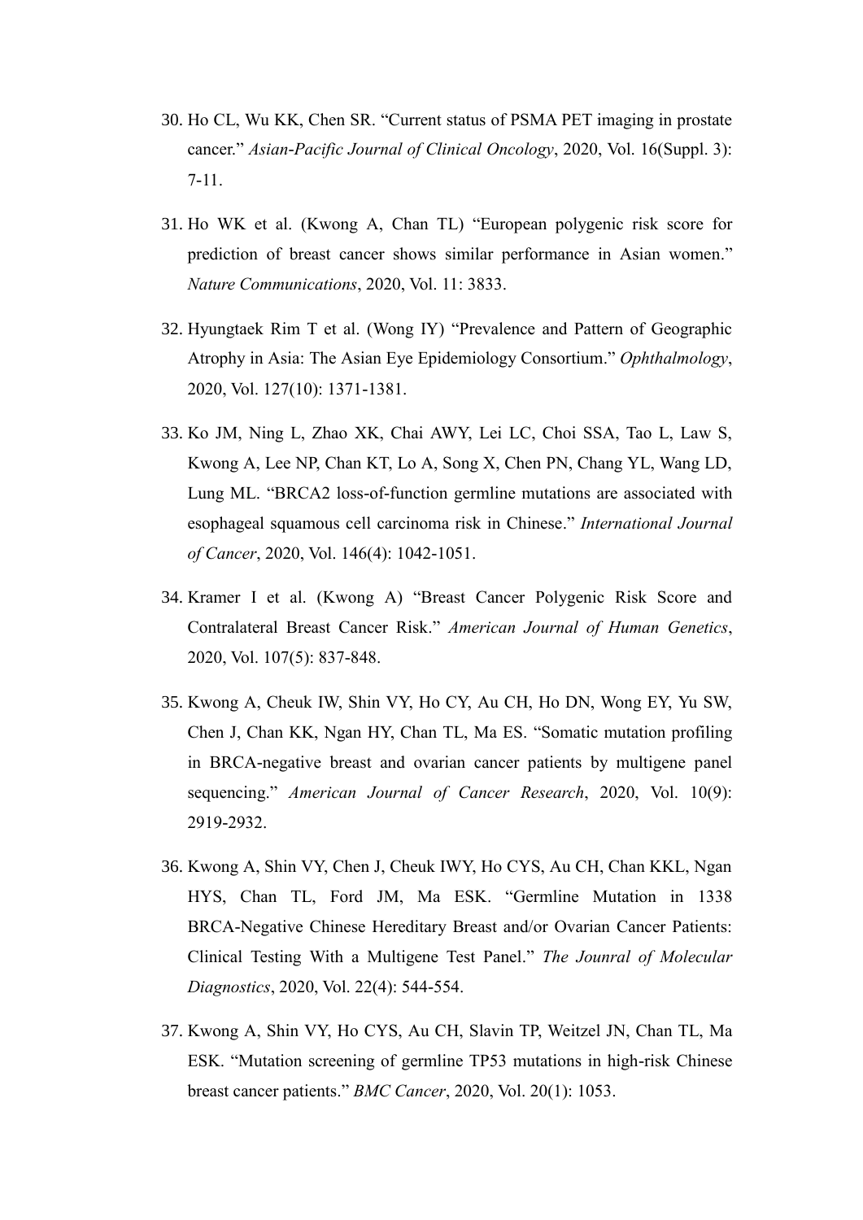30. Ho CL, Wu KK, Chen SR. "Current status of PSMA PET imaging in prostate cancer." *Asian-Pacific Journal of Clinical Oncology*, 2020, Vol. 16(Suppl. 3): 7-11.

31. Ho WK et al. (Kwong A, Chan TL) "European polygenic risk score for prediction of breast cancer shows similar performance in Asian women." *Nature Communications*, 2020, Vol. 11: 3833.

32. Hyungtaek Rim T et al. (Wong IY) "Prevalence and Pattern of Geographic Atrophy in Asia: The Asian Eye Epidemiology Consortium." *Ophthalmology*, 2020, Vol. 127(10): 1371-1381.

33. Ko JM, Ning L, Zhao XK, Chai AWY, Lei LC, Choi SSA, Tao L, Law S, Kwong A, Lee NP, Chan KT, Lo A, Song X, Chen PN, Chang YL, Wang LD, Lung ML. "BRCA2 loss-of-function germline mutations are associated with esophageal squamous cell carcinoma risk in Chinese." *International Journal of Cancer*, 2020, Vol. 146(4): 1042-1051.

34. Kramer I et al. (Kwong A) "Breast Cancer Polygenic Risk Score and Contralateral Breast Cancer Risk." *American Journal of Human Genetics*, 2020, Vol. 107(5): 837-848.

35. Kwong A, Cheuk IW, Shin VY, Ho CY, Au CH, Ho DN, Wong EY, Yu SW, Chen J, Chan KK, Ngan HY, Chan TL, Ma ES. "Somatic mutation profiling in BRCA-negative breast and ovarian cancer patients by multigene panel sequencing." *American Journal of Cancer Research*, 2020, Vol. 10(9): 2919-2932.

36. Kwong A, Shin VY, Chen J, Cheuk IWY, Ho CYS, Au CH, Chan KKL, Ngan HYS, Chan TL, Ford JM, Ma ESK. "Germline Mutation in 1338 BRCA-Negative Chinese Hereditary Breast and/or Ovarian Cancer Patients: Clinical Testing With a Multigene Test Panel." *The Jounral of Molecular Diagnostics*, 2020, Vol. 22(4): 544-554.

37. Kwong A, Shin VY, Ho CYS, Au CH, Slavin TP, Weitzel JN, Chan TL, Ma ESK. "Mutation screening of germline TP53 mutations in high-risk Chinese breast cancer patients." *BMC Cancer*, 2020, Vol. 20(1): 1053.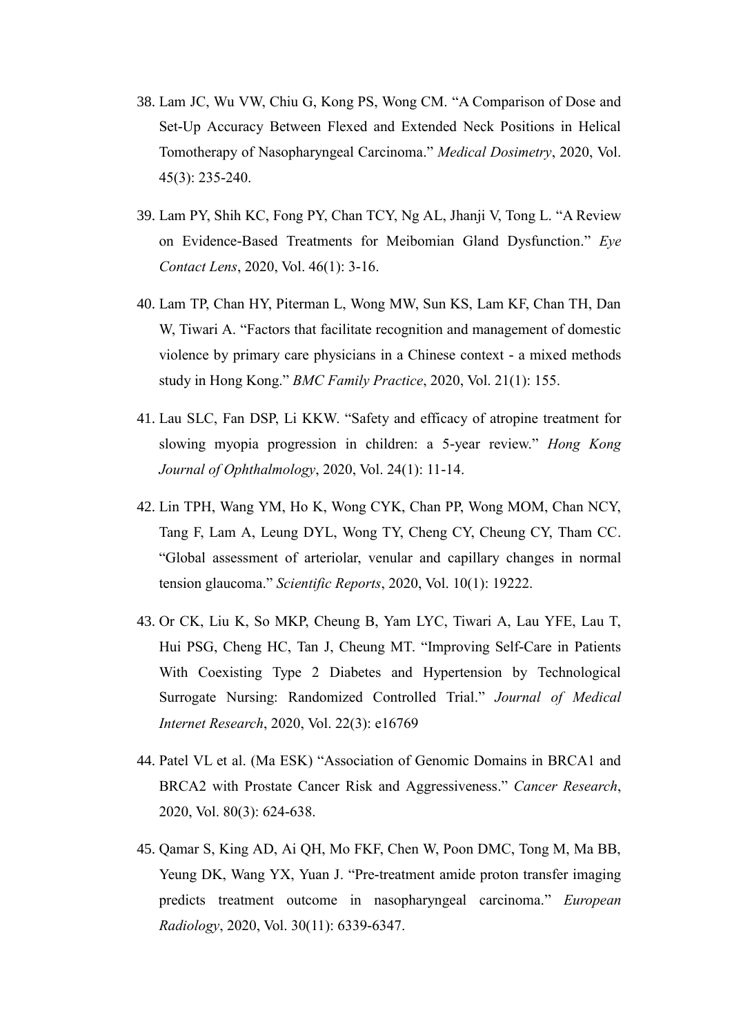38. Lam JC, Wu VW, Chiu G, Kong PS, Wong CM. "A Comparison of Dose and Set-Up Accuracy Between Flexed and Extended Neck Positions in Helical Tomotherapy of Nasopharyngeal Carcinoma." *Medical Dosimetry*, 2020, Vol. 45(3): 235-240.

39. Lam PY, Shih KC, Fong PY, Chan TCY, Ng AL, Jhanji V, Tong L. "A Review on Evidence-Based Treatments for Meibomian Gland Dysfunction." *Eye Contact Lens*, 2020, Vol. 46(1): 3-16.

40. Lam TP, Chan HY, Piterman L, Wong MW, Sun KS, Lam KF, Chan TH, Dan W, Tiwari A. "Factors that facilitate recognition and management of domestic violence by primary care physicians in a Chinese context - a mixed methods study in Hong Kong." *BMC Family Practice*, 2020, Vol. 21(1): 155.

41. Lau SLC, Fan DSP, Li KKW. "Safety and efficacy of atropine treatment for slowing myopia progression in children: a 5-year review." *Hong Kong Journal of Ophthalmology*, 2020, Vol. 24(1): 11-14.

42. Lin TPH, Wang YM, Ho K, Wong CYK, Chan PP, Wong MOM, Chan NCY, Tang F, Lam A, Leung DYL, Wong TY, Cheng CY, Cheung CY, Tham CC. "Global assessment of arteriolar, venular and capillary changes in normal tension glaucoma." *Scientific Reports*, 2020, Vol. 10(1): 19222.

43. Or CK, Liu K, So MKP, Cheung B, Yam LYC, Tiwari A, Lau YFE, Lau T, Hui PSG, Cheng HC, Tan J, Cheung MT. "Improving Self-Care in Patients With Coexisting Type 2 Diabetes and Hypertension by Technological Surrogate Nursing: Randomized Controlled Trial." *Journal of Medical Internet Research*, 2020, Vol. 22(3): e16769

44. Patel VL et al. (Ma ESK) "Association of Genomic Domains in BRCA1 and BRCA2 with Prostate Cancer Risk and Aggressiveness." *Cancer Research*, 2020, Vol. 80(3): 624-638.

45. Qamar S, King AD, Ai QH, Mo FKF, Chen W, Poon DMC, Tong M, Ma BB, Yeung DK, Wang YX, Yuan J. "Pre-treatment amide proton transfer imaging predicts treatment outcome in nasopharyngeal carcinoma." *European Radiology*, 2020, Vol. 30(11): 6339-6347.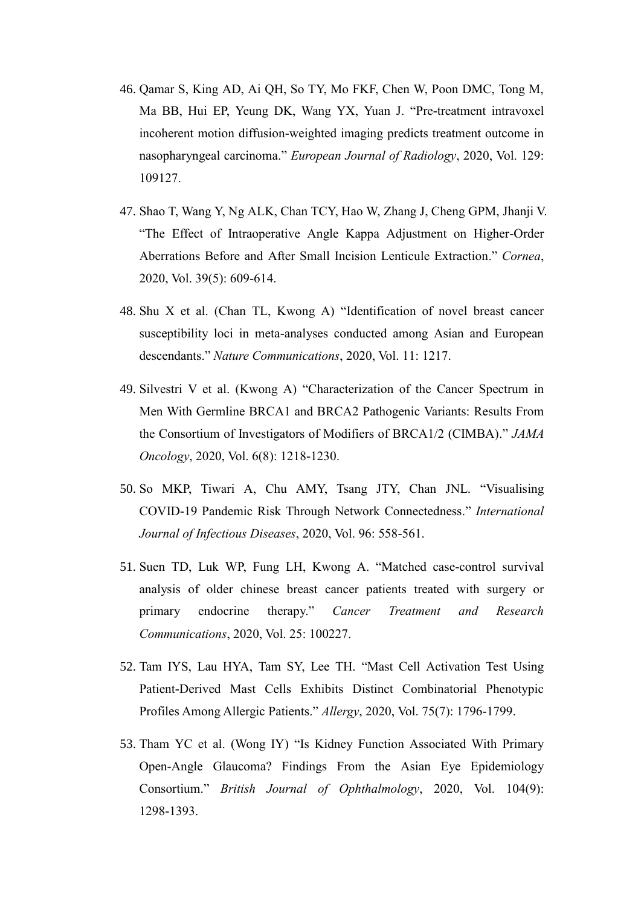46. Qamar S, King AD, Ai QH, So TY, Mo FKF, Chen W, Poon DMC, Tong M, Ma BB, Hui EP, Yeung DK, Wang YX, Yuan J. "Pre-treatment intravoxel incoherent motion diffusion-weighted imaging predicts treatment outcome in nasopharyngeal carcinoma." *European Journal of Radiology*, 2020, Vol. 129: 109127.

47. Shao T, Wang Y, Ng ALK, Chan TCY, Hao W, Zhang J, Cheng GPM, Jhanji V. "The Effect of Intraoperative Angle Kappa Adjustment on Higher-Order Aberrations Before and After Small Incision Lenticule Extraction." *Cornea*, 2020, Vol. 39(5): 609-614.

48. Shu X et al. (Chan TL, Kwong A) "Identification of novel breast cancer susceptibility loci in meta-analyses conducted among Asian and European descendants." *Nature Communications*, 2020, Vol. 11: 1217.

49. Silvestri V et al. (Kwong A) "Characterization of the Cancer Spectrum in Men With Germline BRCA1 and BRCA2 Pathogenic Variants: Results From the Consortium of Investigators of Modifiers of BRCA1/2 (CIMBA)." *JAMA Oncology*, 2020, Vol. 6(8): 1218-1230.

50. So MKP, Tiwari A, Chu AMY, Tsang JTY, Chan JNL. "Visualising COVID-19 Pandemic Risk Through Network Connectedness." *International Journal of Infectious Diseases*, 2020, Vol. 96: 558-561.

51. Suen TD, Luk WP, Fung LH, Kwong A. "Matched case-control survival analysis of older chinese breast cancer patients treated with surgery or primary endocrine therapy." *Cancer Treatment and Research Communications*, 2020, Vol. 25: 100227.

52. Tam IYS, Lau HYA, Tam SY, Lee TH. "Mast Cell Activation Test Using Patient-Derived Mast Cells Exhibits Distinct Combinatorial Phenotypic Profiles Among Allergic Patients." *Allergy*, 2020, Vol. 75(7): 1796-1799.

53. Tham YC et al. (Wong IY) "Is Kidney Function Associated With Primary Open-Angle Glaucoma? Findings From the Asian Eye Epidemiology Consortium." *British Journal of Ophthalmology*, 2020, Vol. 104(9): 1298-1393.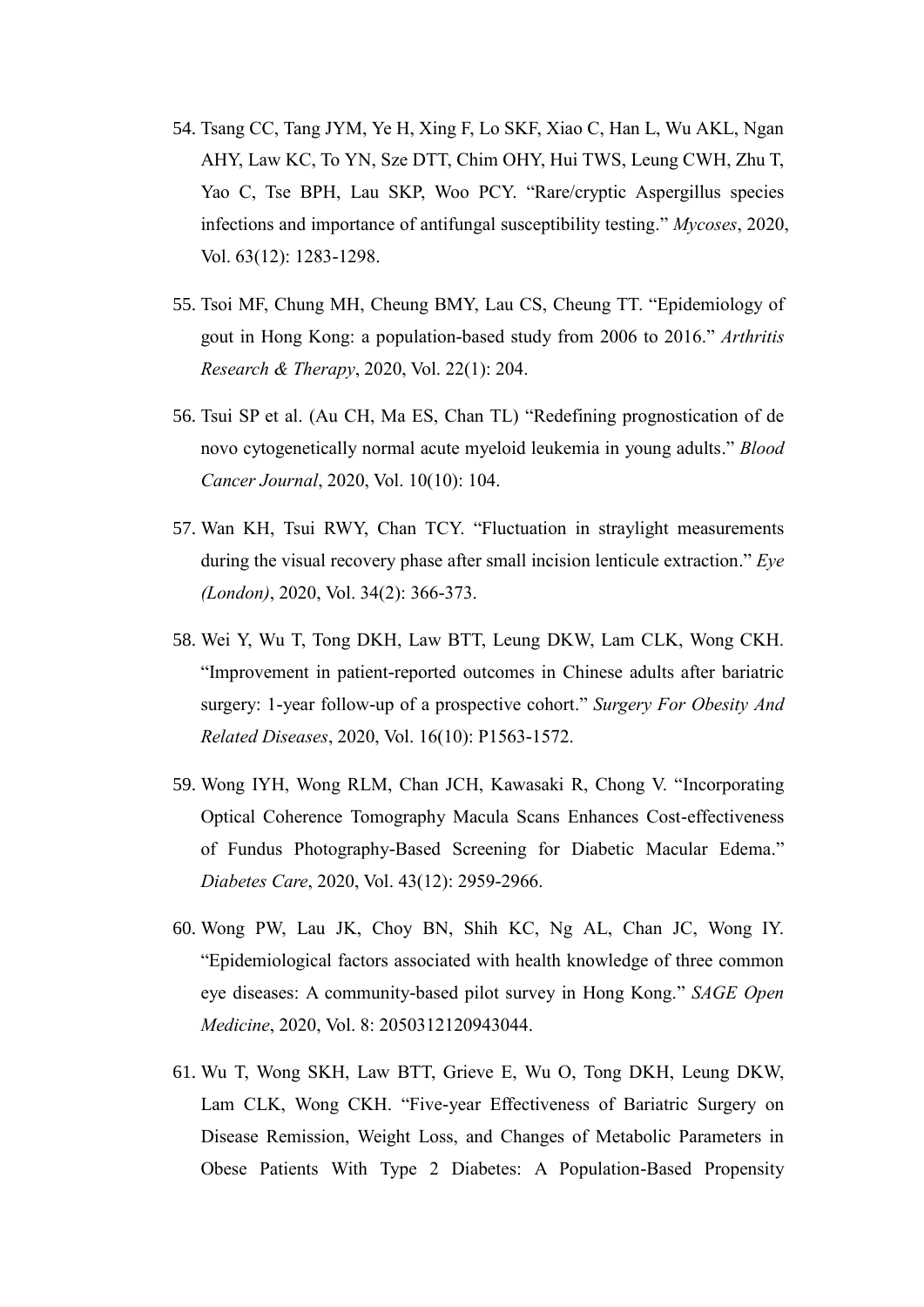54. Tsang CC, Tang JYM, Ye H, Xing F, Lo SKF, Xiao C, Han L, Wu AKL, Ngan AHY, Law KC, To YN, Sze DTT, Chim OHY, Hui TWS, Leung CWH, Zhu T, Yao C, Tse BPH, Lau SKP, Woo PCY. "Rare/cryptic Aspergillus species infections and importance of antifungal susceptibility testing." *Mycoses*, 2020, Vol. 63(12): 1283-1298.

55. Tsoi MF, Chung MH, Cheung BMY, Lau CS, Cheung TT. "Epidemiology of gout in Hong Kong: a population-based study from 2006 to 2016." *Arthritis Research & Therapy*, 2020, Vol. 22(1): 204.

56. Tsui SP et al. (Au CH, Ma ES, Chan TL) "Redefining prognostication of de novo cytogenetically normal acute myeloid leukemia in young adults." *Blood Cancer Journal*, 2020, Vol. 10(10): 104.

57. Wan KH, Tsui RWY, Chan TCY. "Fluctuation in straylight measurements during the visual recovery phase after small incision lenticule extraction." *Eye (London)*, 2020, Vol. 34(2): 366-373.

58. Wei Y, Wu T, Tong DKH, Law BTT, Leung DKW, Lam CLK, Wong CKH. "Improvement in patient-reported outcomes in Chinese adults after bariatric surgery: 1-year follow-up of a prospective cohort." *Surgery For Obesity And Related Diseases*, 2020, Vol. 16(10): P1563-1572.

59. Wong IYH, Wong RLM, Chan JCH, Kawasaki R, Chong V. "Incorporating Optical Coherence Tomography Macula Scans Enhances Cost-effectiveness of Fundus Photography-Based Screening for Diabetic Macular Edema." *Diabetes Care*, 2020, Vol. 43(12): 2959-2966.

60. Wong PW, Lau JK, Choy BN, Shih KC, Ng AL, Chan JC, Wong IY. "Epidemiological factors associated with health knowledge of three common eye diseases: A community-based pilot survey in Hong Kong." *SAGE Open Medicine*, 2020, Vol. 8: 2050312120943044.

61. Wu T, Wong SKH, Law BTT, Grieve E, Wu O, Tong DKH, Leung DKW, Lam CLK, Wong CKH. "Five-year Effectiveness of Bariatric Surgery on Disease Remission, Weight Loss, and Changes of Metabolic Parameters in Obese Patients With Type 2 Diabetes: A Population-Based Propensity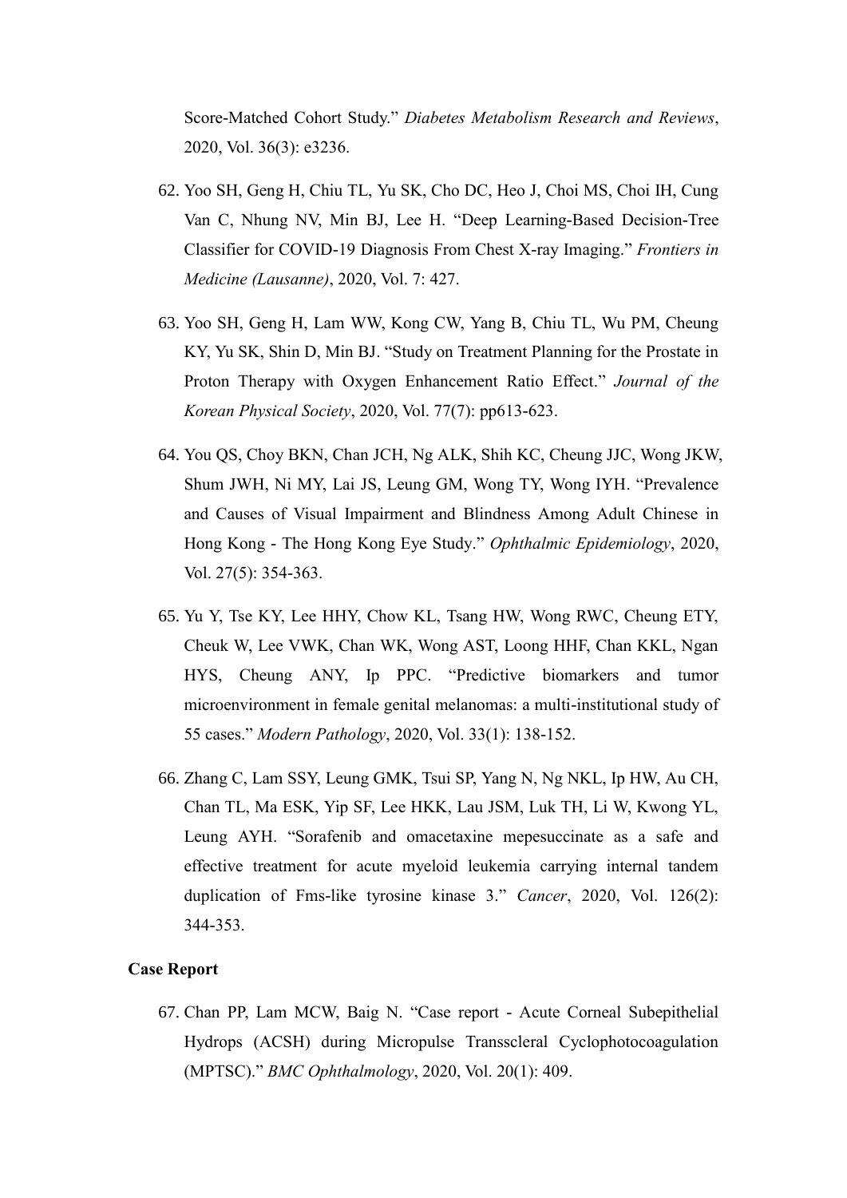Score-Matched Cohort Study." *Diabetes Metabolism Research and Reviews*, 2020, Vol. 36(3): e3236.

62. Yoo SH, Geng H, Chiu TL, Yu SK, Cho DC, Heo J, Choi MS, Choi IH, Cung Van C, Nhung NV, Min BJ, Lee H. "Deep Learning-Based Decision-Tree Classifier for COVID-19 Diagnosis From Chest X-ray Imaging." *Frontiers in Medicine (Lausanne)*, 2020, Vol. 7: 427.

63. Yoo SH, Geng H, Lam WW, Kong CW, Yang B, Chiu TL, Wu PM, Cheung KY, Yu SK, Shin D, Min BJ. "Study on Treatment Planning for the Prostate in Proton Therapy with Oxygen Enhancement Ratio Effect." *Journal of the Korean Physical Society*, 2020, Vol. 77(7): pp613-623.

64. You QS, Choy BKN, Chan JCH, Ng ALK, Shih KC, Cheung JJC, Wong JKW, Shum JWH, Ni MY, Lai JS, Leung GM, Wong TY, Wong IYH. "Prevalence and Causes of Visual Impairment and Blindness Among Adult Chinese in Hong Kong - The Hong Kong Eye Study." *Ophthalmic Epidemiology*, 2020, Vol. 27(5): 354-363.

65. Yu Y, Tse KY, Lee HHY, Chow KL, Tsang HW, Wong RWC, Cheung ETY, Cheuk W, Lee VWK, Chan WK, Wong AST, Loong HHF, Chan KKL, Ngan HYS, Cheung ANY, Ip PPC. "Predictive biomarkers and tumor microenvironment in female genital melanomas: a multi-institutional study of 55 cases." *Modern Pathology*, 2020, Vol. 33(1): 138-152.

66. Zhang C, Lam SSY, Leung GMK, Tsui SP, Yang N, Ng NKL, Ip HW, Au CH, Chan TL, Ma ESK, Yip SF, Lee HKK, Lau JSM, Luk TH, Li W, Kwong YL, Leung AYH. "Sorafenib and omacetaxine mepesuccinate as a safe and effective treatment for acute myeloid leukemia carrying internal tandem duplication of Fms-like tyrosine kinase 3." *Cancer*, 2020, Vol. 126(2): 344-353.

**Case Report**

67. Chan PP, Lam MCW, Baig N. "Case report - Acute Corneal Subepithelial Hydrops (ACSH) during Micropulse Transscleral Cyclophotocoagulation (MPTSC)." *BMC Ophthalmology*, 2020, Vol. 20(1): 409.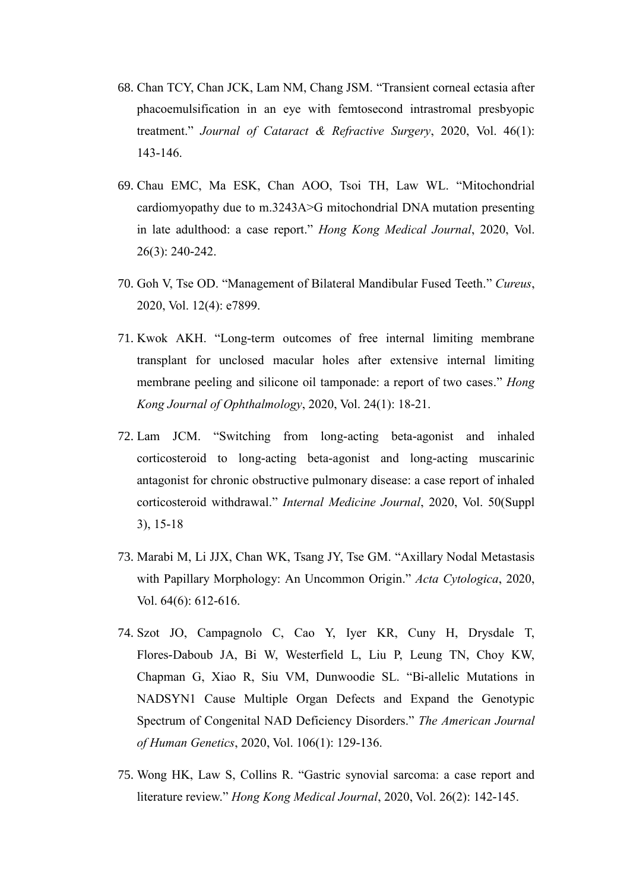68. Chan TCY, Chan JCK, Lam NM, Chang JSM. "Transient corneal ectasia after phacoemulsification in an eye with femtosecond intrastromal presbyopic treatment." *Journal of Cataract & Refractive Surgery*, 2020, Vol. 46(1): 143-146.

69. Chau EMC, Ma ESK, Chan AOO, Tsoi TH, Law WL. "Mitochondrial cardiomyopathy due to m.3243A>G mitochondrial DNA mutation presenting in late adulthood: a case report." *Hong Kong Medical Journal*, 2020, Vol. 26(3): 240-242.

70. Goh V, Tse OD. "Management of Bilateral Mandibular Fused Teeth." *Cureus*, 2020, Vol. 12(4): e7899.

71. Kwok AKH. "Long-term outcomes of free internal limiting membrane transplant for unclosed macular holes after extensive internal limiting membrane peeling and silicone oil tamponade: a report of two cases." *Hong Kong Journal of Ophthalmology*, 2020, Vol. 24(1): 18-21.

72. Lam JCM. "Switching from long-acting beta-agonist and inhaled corticosteroid to long-acting beta-agonist and long-acting muscarinic antagonist for chronic obstructive pulmonary disease: a case report of inhaled corticosteroid withdrawal." *Internal Medicine Journal*, 2020, Vol. 50(Suppl 3), 15-18

73. Marabi M, Li JJX, Chan WK, Tsang JY, Tse GM. "Axillary Nodal Metastasis with Papillary Morphology: An Uncommon Origin." *Acta Cytologica*, 2020, Vol. 64(6): 612-616.

74. Szot JO, Campagnolo C, Cao Y, Iyer KR, Cuny H, Drysdale T, Flores-Daboub JA, Bi W, Westerfield L, Liu P, Leung TN, Choy KW, Chapman G, Xiao R, Siu VM, Dunwoodie SL. "Bi-allelic Mutations in NADSYN1 Cause Multiple Organ Defects and Expand the Genotypic Spectrum of Congenital NAD Deficiency Disorders." *The American Journal of Human Genetics*, 2020, Vol. 106(1): 129-136.

75. Wong HK, Law S, Collins R. "Gastric synovial sarcoma: a case report and literature review." *Hong Kong Medical Journal*, 2020, Vol. 26(2): 142-145.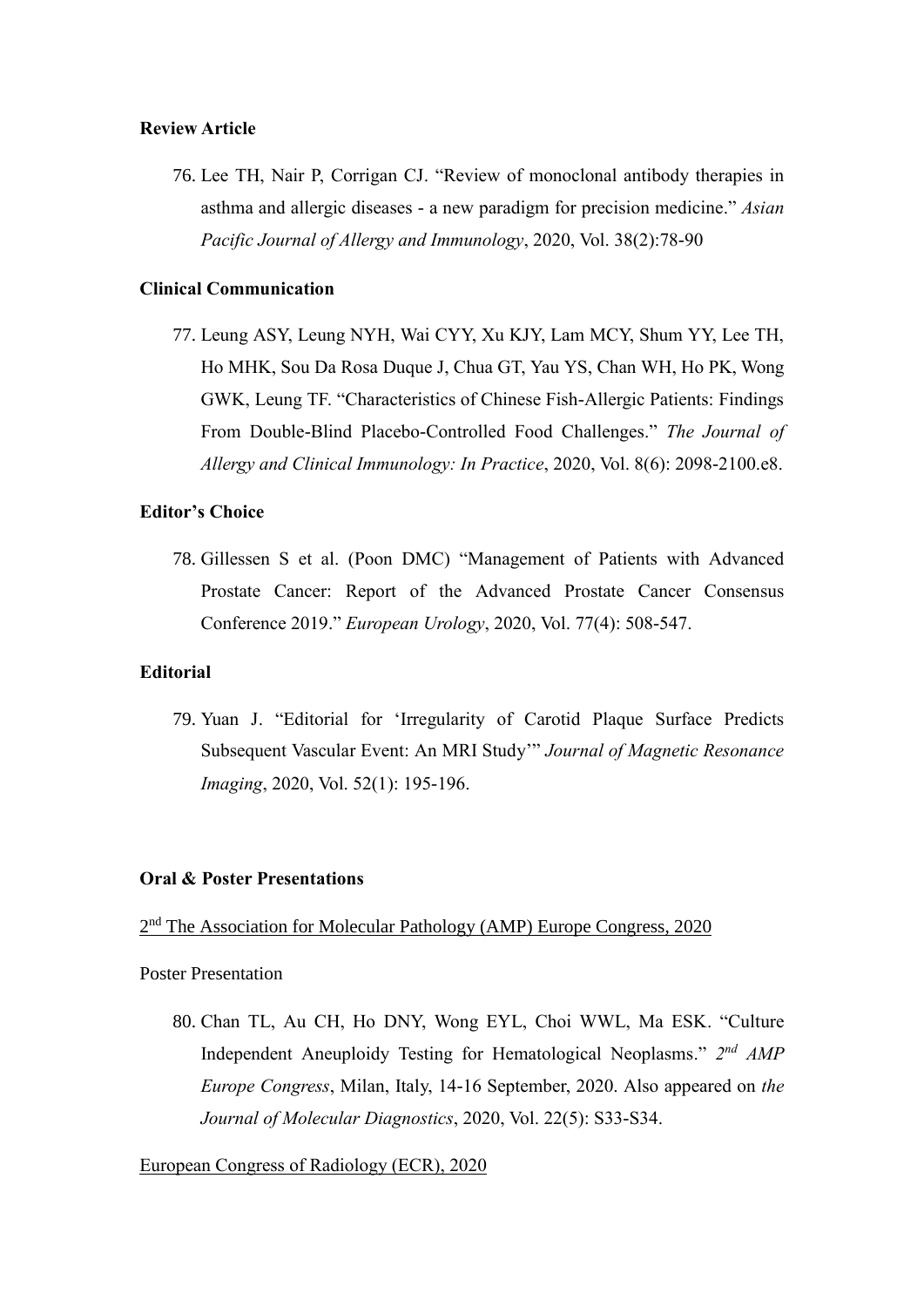**Review Article**

76. Lee TH, Nair P, Corrigan CJ. "Review of monoclonal antibody therapies in asthma and allergic diseases - a new paradigm for precision medicine." *Asian Pacific Journal of Allergy and Immunology*, 2020, Vol. 38(2):78-90

**Clinical Communication**

77. Leung ASY, Leung NYH, Wai CYY, Xu KJY, Lam MCY, Shum YY, Lee TH, Ho MHK, Sou Da Rosa Duque J, Chua GT, Yau YS, Chan WH, Ho PK, Wong GWK, Leung TF. "Characteristics of Chinese Fish-Allergic Patients: Findings From Double-Blind Placebo-Controlled Food Challenges." *The Journal of Allergy and Clinical Immunology: In Practice*, 2020, Vol. 8(6): 2098-2100.e8.

**Editor's Choice**

78. Gillessen S et al. (Poon DMC) "Management of Patients with Advanced Prostate Cancer: Report of the Advanced Prostate Cancer Consensus Conference 2019." *European Urology*, 2020, Vol. 77(4): 508-547.

**Editorial**

79. Yuan J. "Editorial for 'Irregularity of Carotid Plaque Surface Predicts Subsequent Vascular Event: An MRI Study'" *Journal of Magnetic Resonance Imaging*, 2020, Vol. 52(1): 195-196.

**Oral & Poster Presentations**

2nd The Association for Molecular Pathology (AMP) Europe Congress, 2020

Poster Presentation

80. Chan TL, Au CH, Ho DNY, Wong EYL, Choi WWL, Ma ESK. "Culture Independent Aneuploidy Testing for Hematological Neoplasms." *2nd AMP Europe Congress*, Milan, Italy, 14-16 September, 2020. Also appeared on *the Journal of Molecular Diagnostics*, 2020, Vol. 22(5): S33-S34.

European Congress of Radiology (ECR), 2020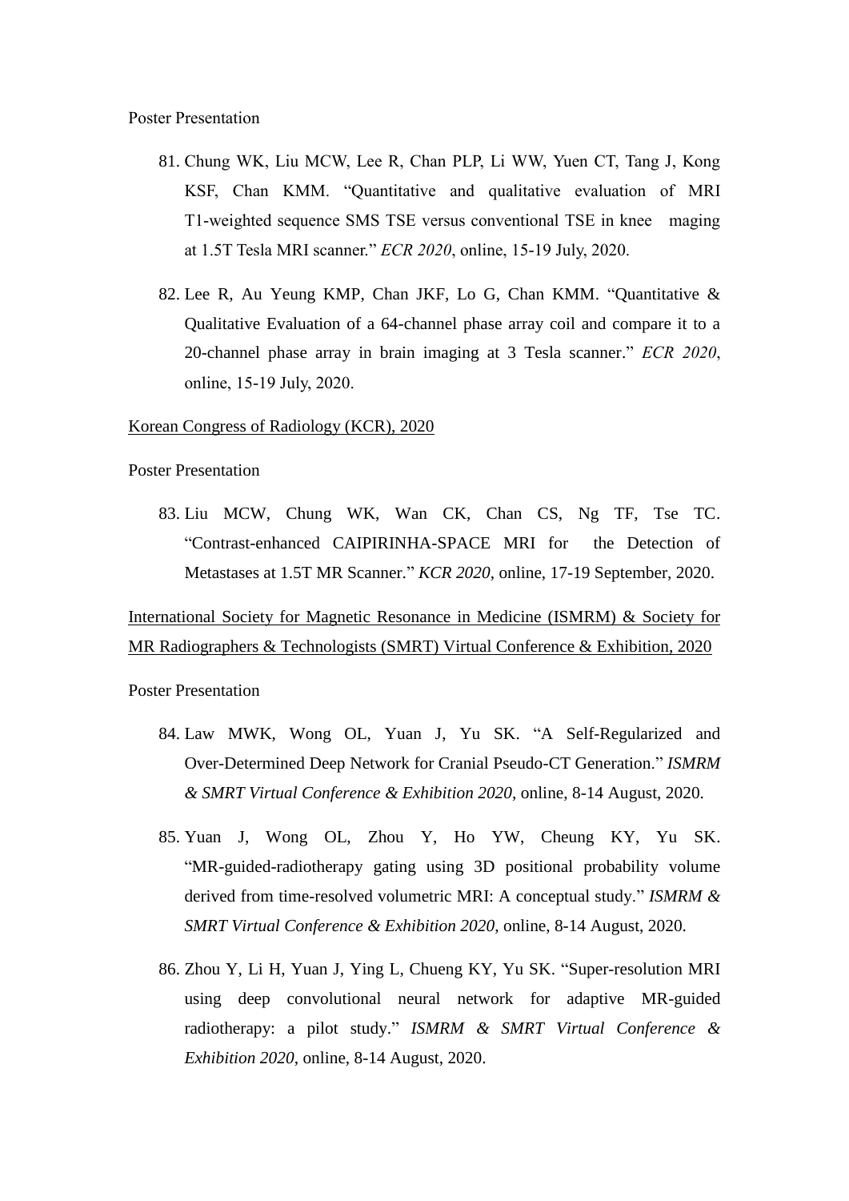Poster Presentation

81. Chung WK, Liu MCW, Lee R, Chan PLP, Li WW, Yuen CT, Tang J, Kong KSF, Chan KMM. "Quantitative and qualitative evaluation of MRI T1-weighted sequence SMS TSE versus conventional TSE in knee maging at 1.5T Tesla MRI scanner." *ECR 2020*, online, 15-19 July, 2020.

82. Lee R, Au Yeung KMP, Chan JKF, Lo G, Chan KMM. "Quantitative & Qualitative Evaluation of a 64-channel phase array coil and compare it to a 20-channel phase array in brain imaging at 3 Tesla scanner." *ECR 2020*, online, 15-19 July, 2020.

<u>Korean Congress of Radiology (KCR), 2020</u>

Poster Presentation

83. Liu MCW, Chung WK, Wan CK, Chan CS, Ng TF, Tse TC. "Contrast-enhanced CAIPIRINHA-SPACE MRI for the Detection of Metastases at 1.5T MR Scanner." *KCR 2020*, online, 17-19 September, 2020.

<u>International Society for Magnetic Resonance in Medicine (ISMRM) & Society for MR Radiographers & Technologists (SMRT) Virtual Conference & Exhibition, 2020</u>

Poster Presentation

84. Law MWK, Wong OL, Yuan J, Yu SK. "A Self-Regularized and Over-Determined Deep Network for Cranial Pseudo-CT Generation." *ISMRM & SMRT Virtual Conference & Exhibition 2020*, online, 8-14 August, 2020.

85. Yuan J, Wong OL, Zhou Y, Ho YW, Cheung KY, Yu SK. "MR-guided-radiotherapy gating using 3D positional probability volume derived from time-resolved volumetric MRI: A conceptual study." *ISMRM & SMRT Virtual Conference & Exhibition 2020*, online, 8-14 August, 2020.

86. Zhou Y, Li H, Yuan J, Ying L, Chueng KY, Yu SK. "Super-resolution MRI using deep convolutional neural network for adaptive MR-guided radiotherapy: a pilot study." *ISMRM & SMRT Virtual Conference & Exhibition 2020*, online, 8-14 August, 2020.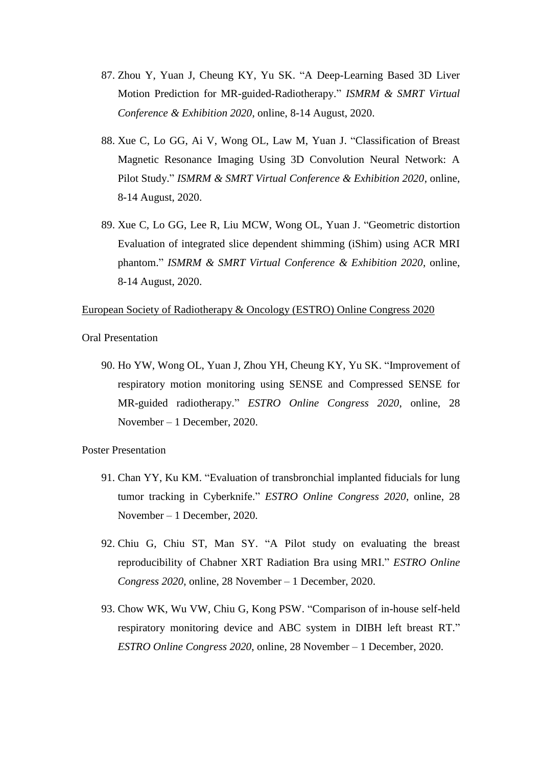87. Zhou Y, Yuan J, Cheung KY, Yu SK. “A Deep-Learning Based 3D Liver Motion Prediction for MR-guided-Radiotherapy.” *ISMRM & SMRT Virtual Conference & Exhibition 2020*, online, 8-14 August, 2020.

88. Xue C, Lo GG, Ai V, Wong OL, Law M, Yuan J. “Classification of Breast Magnetic Resonance Imaging Using 3D Convolution Neural Network: A Pilot Study.” *ISMRM & SMRT Virtual Conference & Exhibition 2020*, online, 8-14 August, 2020.

89. Xue C, Lo GG, Lee R, Liu MCW, Wong OL, Yuan J. “Geometric distortion Evaluation of integrated slice dependent shimming (iShim) using ACR MRI phantom.” *ISMRM & SMRT Virtual Conference & Exhibition 2020*, online, 8-14 August, 2020.

<u>European Society of Radiotherapy & Oncology (ESTRO) Online Congress 2020</u>

Oral Presentation

90. Ho YW, Wong OL, Yuan J, Zhou YH, Cheung KY, Yu SK. “Improvement of respiratory motion monitoring using SENSE and Compressed SENSE for MR-guided radiotherapy.” *ESTRO Online Congress 2020*, online, 28 November – 1 December, 2020.

Poster Presentation

91. Chan YY, Ku KM. “Evaluation of transbronchial implanted fiducials for lung tumor tracking in Cyberknife.” *ESTRO Online Congress 2020*, online, 28 November – 1 December, 2020.

92. Chiu G, Chiu ST, Man SY. “A Pilot study on evaluating the breast reproducibility of Chabner XRT Radiation Bra using MRI.” *ESTRO Online Congress 2020*, online, 28 November – 1 December, 2020.

93. Chow WK, Wu VW, Chiu G, Kong PSW. “Comparison of in-house self-held respiratory monitoring device and ABC system in DIBH left breast RT.” *ESTRO Online Congress 2020*, online, 28 November – 1 December, 2020.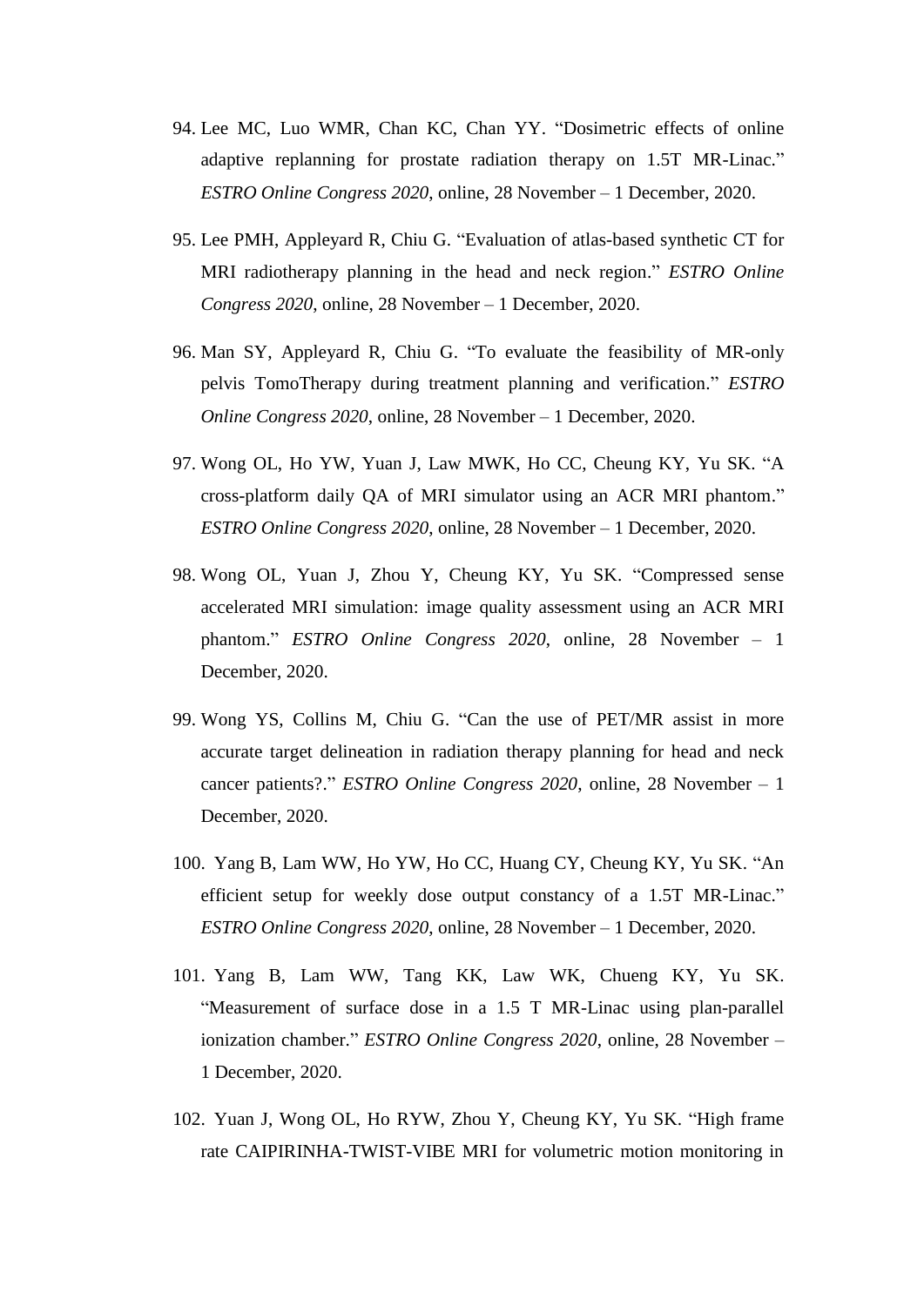94. Lee MC, Luo WMR, Chan KC, Chan YY. "Dosimetric effects of online adaptive replanning for prostate radiation therapy on 1.5T MR-Linac." *ESTRO Online Congress 2020*, online, 28 November – 1 December, 2020.

95. Lee PMH, Appleyard R, Chiu G. "Evaluation of atlas-based synthetic CT for MRI radiotherapy planning in the head and neck region." *ESTRO Online Congress 2020*, online, 28 November – 1 December, 2020.

96. Man SY, Appleyard R, Chiu G. "To evaluate the feasibility of MR-only pelvis TomoTherapy during treatment planning and verification." *ESTRO Online Congress 2020*, online, 28 November – 1 December, 2020.

97. Wong OL, Ho YW, Yuan J, Law MWK, Ho CC, Cheung KY, Yu SK. "A cross-platform daily QA of MRI simulator using an ACR MRI phantom." *ESTRO Online Congress 2020*, online, 28 November – 1 December, 2020.

98. Wong OL, Yuan J, Zhou Y, Cheung KY, Yu SK. "Compressed sense accelerated MRI simulation: image quality assessment using an ACR MRI phantom." *ESTRO Online Congress 2020*, online, 28 November – 1 December, 2020.

99. Wong YS, Collins M, Chiu G. "Can the use of PET/MR assist in more accurate target delineation in radiation therapy planning for head and neck cancer patients?." *ESTRO Online Congress 2020*, online, 28 November – 1 December, 2020.

100. Yang B, Lam WW, Ho YW, Ho CC, Huang CY, Cheung KY, Yu SK. "An efficient setup for weekly dose output constancy of a 1.5T MR-Linac." *ESTRO Online Congress 2020*, online, 28 November – 1 December, 2020.

101. Yang B, Lam WW, Tang KK, Law WK, Chueng KY, Yu SK. "Measurement of surface dose in a 1.5 T MR-Linac using plan-parallel ionization chamber." *ESTRO Online Congress 2020*, online, 28 November – 1 December, 2020.

102. Yuan J, Wong OL, Ho RYW, Zhou Y, Cheung KY, Yu SK. "High frame rate CAIPIRINHA-TWIST-VIBE MRI for volumetric motion monitoring in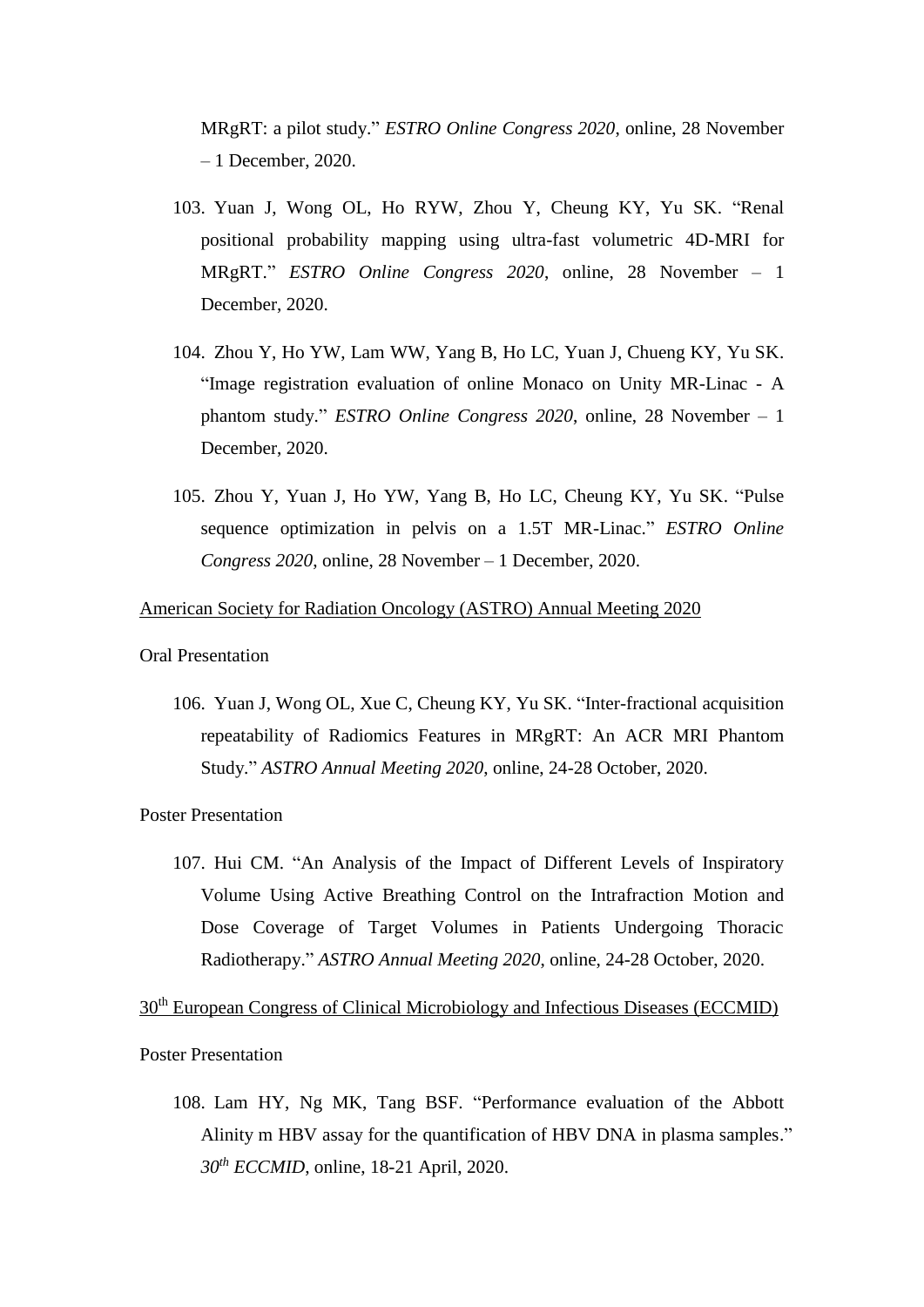MRgRT: a pilot study." *ESTRO Online Congress 2020*, online, 28 November – 1 December, 2020.

103. Yuan J, Wong OL, Ho RYW, Zhou Y, Cheung KY, Yu SK. "Renal positional probability mapping using ultra-fast volumetric 4D-MRI for MRgRT." *ESTRO Online Congress 2020*, online, 28 November – 1 December, 2020.

104. Zhou Y, Ho YW, Lam WW, Yang B, Ho LC, Yuan J, Chueng KY, Yu SK. "Image registration evaluation of online Monaco on Unity MR-Linac - A phantom study." *ESTRO Online Congress 2020*, online, 28 November – 1 December, 2020.

105. Zhou Y, Yuan J, Ho YW, Yang B, Ho LC, Cheung KY, Yu SK. "Pulse sequence optimization in pelvis on a 1.5T MR-Linac." *ESTRO Online Congress 2020*, online, 28 November – 1 December, 2020.

American Society for Radiation Oncology (ASTRO) Annual Meeting 2020

Oral Presentation

106. Yuan J, Wong OL, Xue C, Cheung KY, Yu SK. "Inter-fractional acquisition repeatability of Radiomics Features in MRgRT: An ACR MRI Phantom Study." *ASTRO Annual Meeting 2020*, online, 24-28 October, 2020.

Poster Presentation

107. Hui CM. "An Analysis of the Impact of Different Levels of Inspiratory Volume Using Active Breathing Control on the Intrafraction Motion and Dose Coverage of Target Volumes in Patients Undergoing Thoracic Radiotherapy." *ASTRO Annual Meeting 2020*, online, 24-28 October, 2020.

30th European Congress of Clinical Microbiology and Infectious Diseases (ECCMID)

Poster Presentation

108. Lam HY, Ng MK, Tang BSF. "Performance evaluation of the Abbott Alinity m HBV assay for the quantification of HBV DNA in plasma samples." *30th ECCMID*, online, 18-21 April, 2020.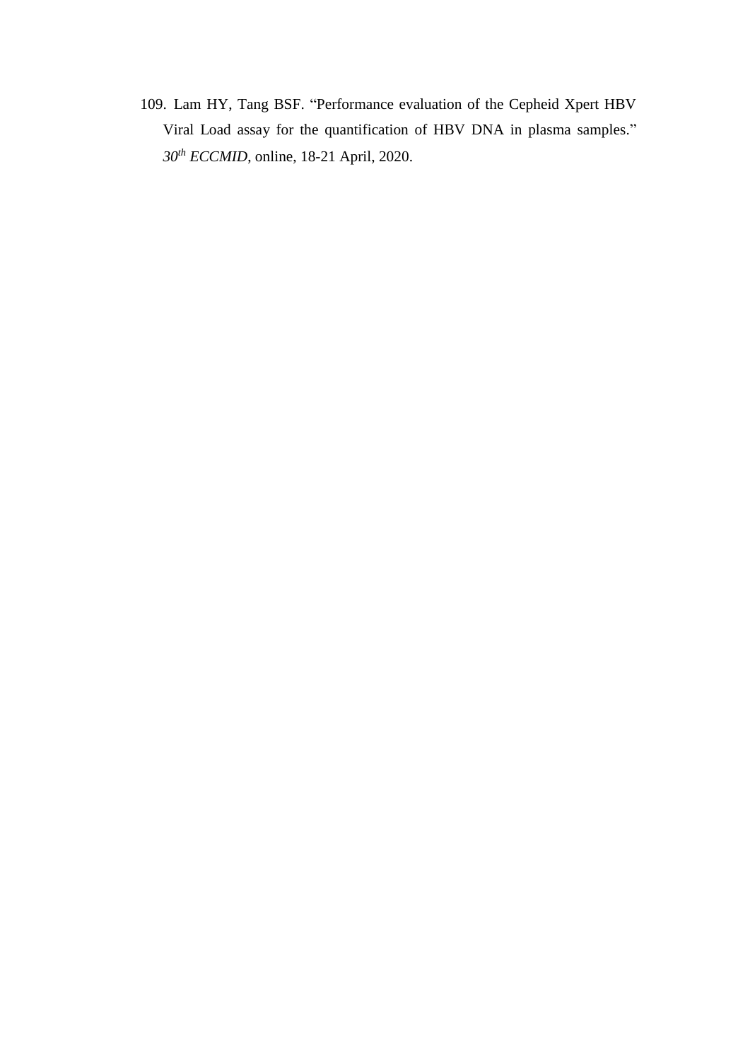109. Lam HY, Tang BSF. "Performance evaluation of the Cepheid Xpert HBV Viral Load assay for the quantification of HBV DNA in plasma samples." *30th ECCMID*, online, 18-21 April, 2020.